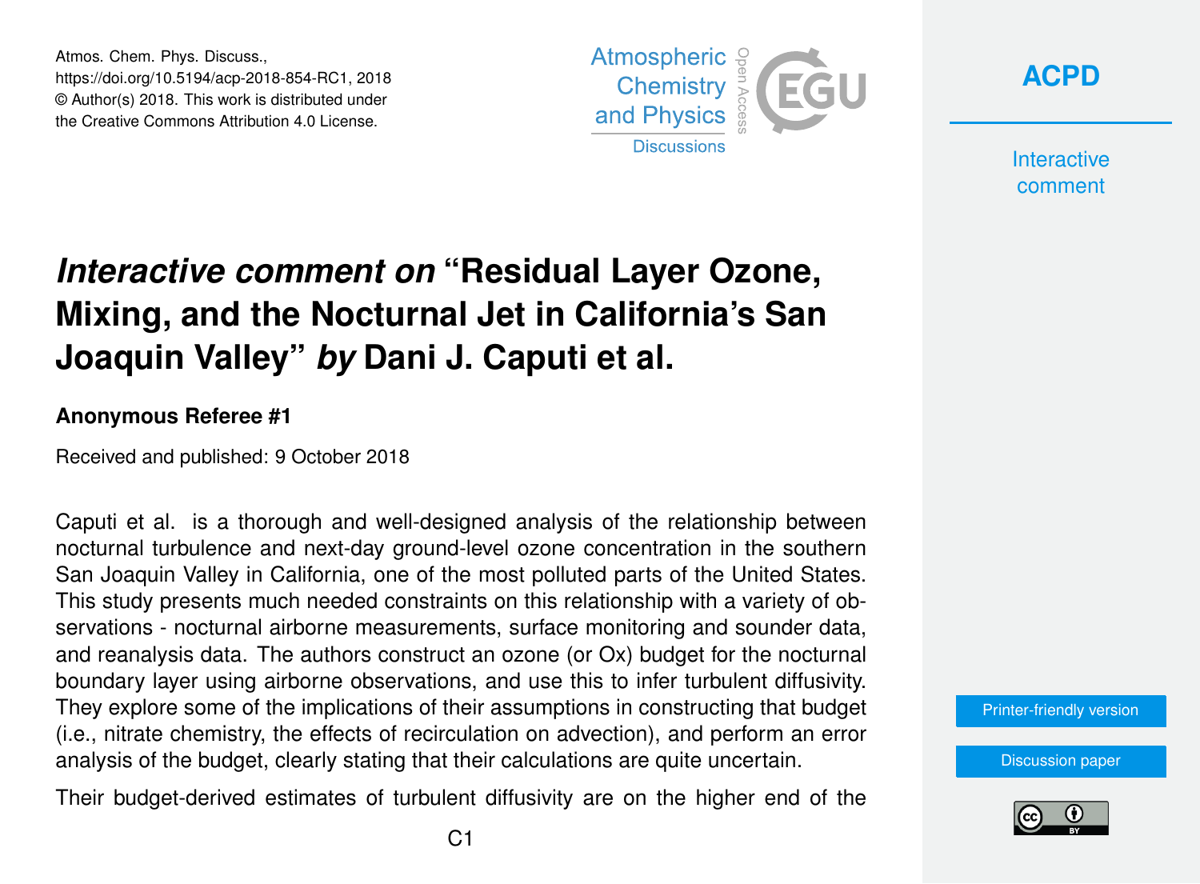# *Interactive comment on* "Residual Layer Ozone, Mixing, and the Nocturnal Jet in California's San Joaquin Valley" *by* Dani J. Caputi et al.

**Anonymous Referee #1**

Received and published: 9 October 2018

Caputi et al. is a thorough and well-designed analysis of the relationship between nocturnal turbulence and next-day ground-level ozone concentration in the southern San Joaquin Valley in California, one of the most polluted parts of the United States. This study presents much needed constraints on this relationship with a variety of observations - nocturnal airborne measurements, surface monitoring and sounder data, and reanalysis data. The authors construct an ozone (or Ox) budget for the nocturnal boundary layer using airborne observations, and use this to infer turbulent diffusivity. They explore some of the implications of their assumptions in constructing that budget (i.e., nitrate chemistry, the effects of recirculation on advection), and perform an error analysis of the budget, clearly stating that their calculations are quite uncertain.

Their budget-derived estimates of turbulent diffusivity are on the higher end of the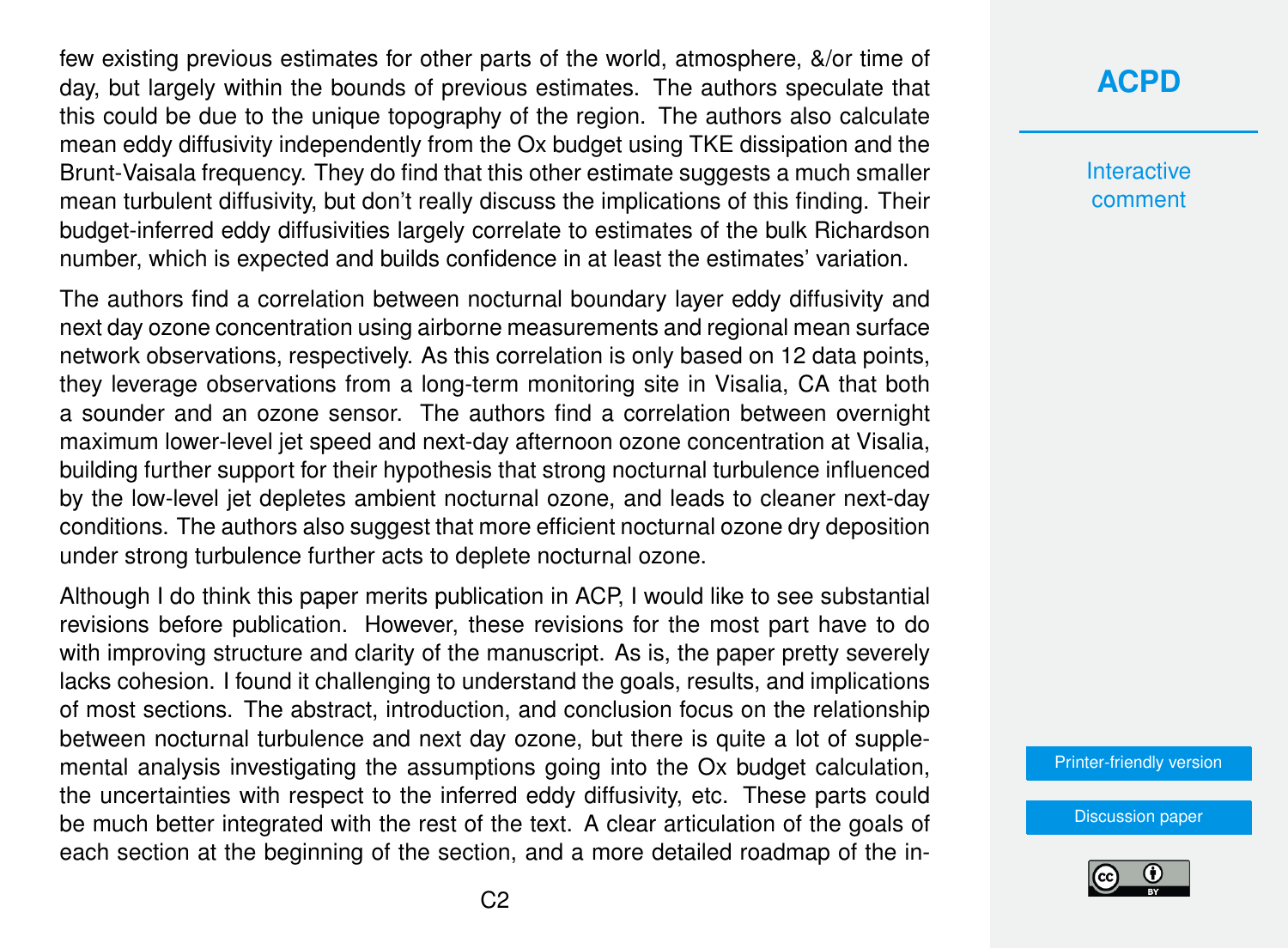few existing previous estimates for other parts of the world, atmosphere, &/or time of day, but largely within the bounds of previous estimates. The authors speculate that this could be due to the unique topography of the region. The authors also calculate mean eddy diffusivity independently from the Ox budget using TKE dissipation and the Brunt-Vaisala frequency. They do find that this other estimate suggests a much smaller mean turbulent diffusivity, but don't really discuss the implications of this finding. Their budget-inferred eddy diffusivities largely correlate to estimates of the bulk Richardson number, which is expected and builds confidence in at least the estimates' variation.

The authors find a correlation between nocturnal boundary layer eddy diffusivity and next day ozone concentration using airborne measurements and regional mean surface network observations, respectively. As this correlation is only based on 12 data points, they leverage observations from a long-term monitoring site in Visalia, CA that both a sounder and an ozone sensor. The authors find a correlation between overnight maximum lower-level jet speed and next-day afternoon ozone concentration at Visalia, building further support for their hypothesis that strong nocturnal turbulence influenced by the low-level jet depletes ambient nocturnal ozone, and leads to cleaner next-day conditions. The authors also suggest that more efficient nocturnal ozone dry deposition under strong turbulence further acts to deplete nocturnal ozone.

Although I do think this paper merits publication in ACP, I would like to see substantial revisions before publication. However, these revisions for the most part have to do with improving structure and clarity of the manuscript. As is, the paper pretty severely lacks cohesion. I found it challenging to understand the goals, results, and implications of most sections. The abstract, introduction, and conclusion focus on the relationship between nocturnal turbulence and next day ozone, but there is quite a lot of supplemental analysis investigating the assumptions going into the Ox budget calculation, the uncertainties with respect to the inferred eddy diffusivity, etc. These parts could be much better integrated with the rest of the text. A clear articulation of the goals of each section at the beginning of the section, and a more detailed roadmap of the in-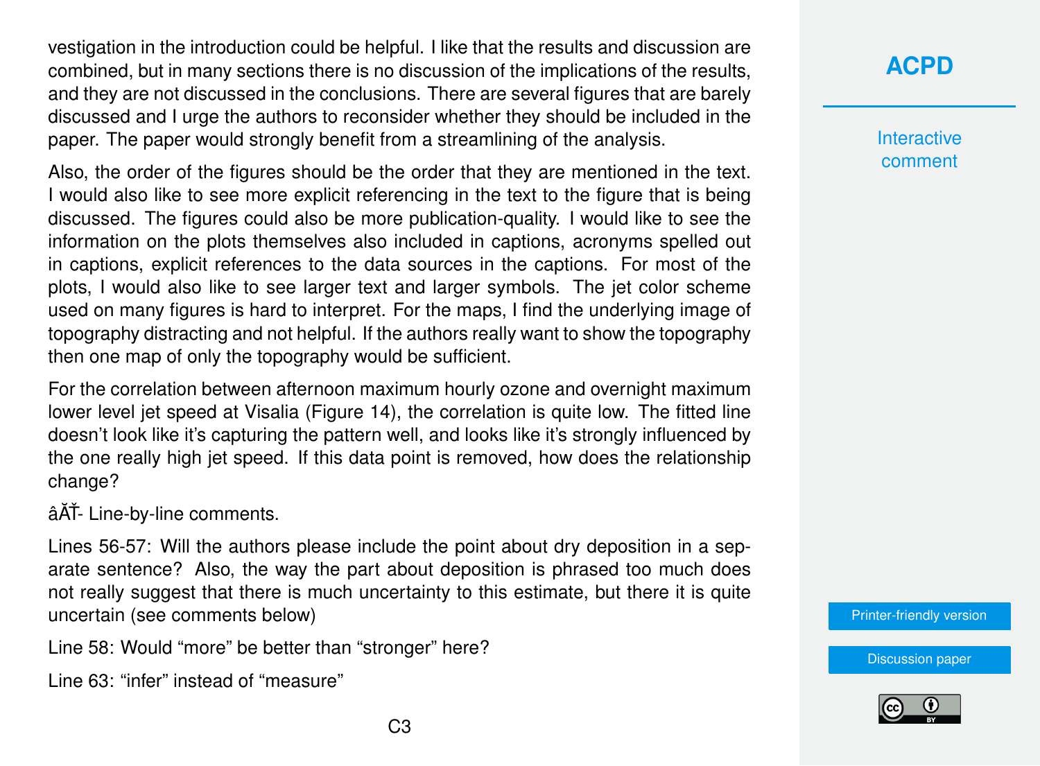vestigation in the introduction could be helpful. I like that the results and discussion are combined, but in many sections there is no discussion of the implications of the results, and they are not discussed in the conclusions. There are several figures that are barely discussed and I urge the authors to reconsider whether they should be included in the paper. The paper would strongly benefit from a streamlining of the analysis.

Also, the order of the figures should be the order that they are mentioned in the text. I would also like to see more explicit referencing in the text to the figure that is being discussed. The figures could also be more publication-quality. I would like to see the information on the plots themselves also included in captions, acronyms spelled out in captions, explicit references to the data sources in the captions. For most of the plots, I would also like to see larger text and larger symbols. The jet color scheme used on many figures is hard to interpret. For the maps, I find the underlying image of topography distracting and not helpful. If the authors really want to show the topography then one map of only the topography would be sufficient.

For the correlation between afternoon maximum hourly ozone and overnight maximum lower level jet speed at Visalia (Figure 14), the correlation is quite low. The fitted line doesn't look like it's capturing the pattern well, and looks like it's strongly influenced by the one really high jet speed. If this data point is removed, how does the relationship change?

âĂŤ- Line-by-line comments.

Lines 56-57: Will the authors please include the point about dry deposition in a separate sentence? Also, the way the part about deposition is phrased too much does not really suggest that there is much uncertainty to this estimate, but there it is quite uncertain (see comments below)

Line 58: Would "more" be better than "stronger" here?

Line 63: "infer" instead of "measure"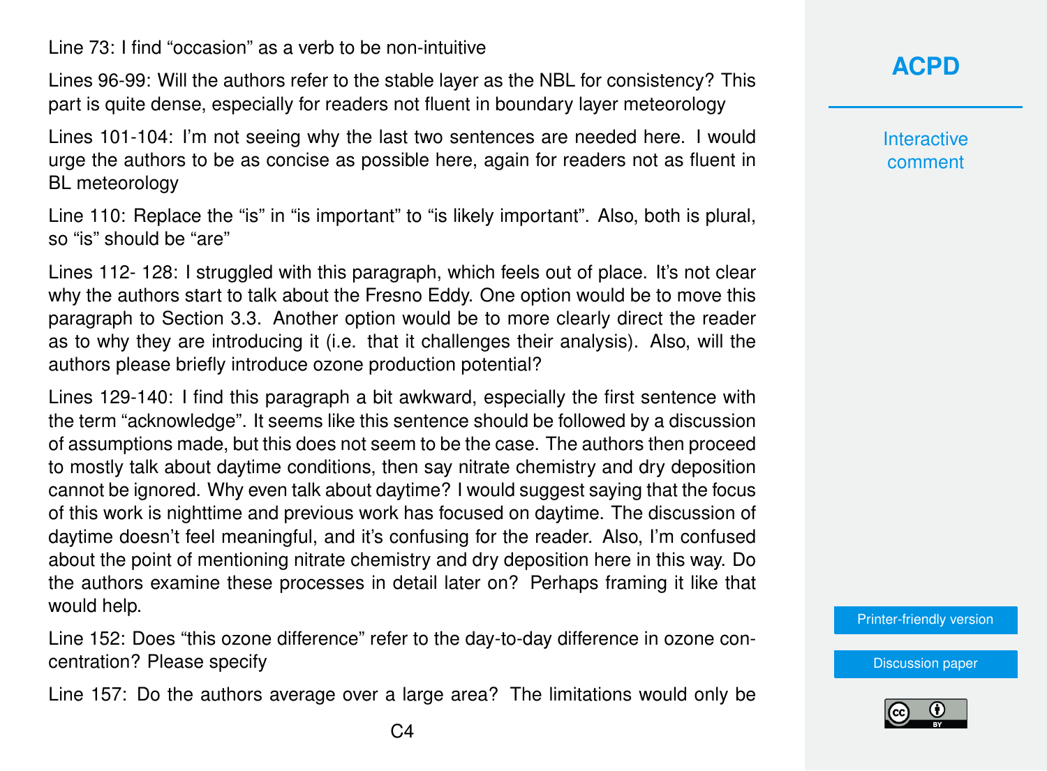Line 73: I find “occasion” as a verb to be non-intuitive

Lines 96-99: Will the authors refer to the stable layer as the NBL for consistency? This part is quite dense, especially for readers not fluent in boundary layer meteorology

Lines 101-104: I’m not seeing why the last two sentences are needed here. I would urge the authors to be as concise as possible here, again for readers not as fluent in BL meteorology

Line 110: Replace the “is” in “is important” to “is likely important”. Also, both is plural, so “is” should be “are”

Lines 112- 128: I struggled with this paragraph, which feels out of place. It’s not clear why the authors start to talk about the Fresno Eddy. One option would be to move this paragraph to Section 3.3. Another option would be to more clearly direct the reader as to why they are introducing it (i.e. that it challenges their analysis). Also, will the authors please briefly introduce ozone production potential?

Lines 129-140: I find this paragraph a bit awkward, especially the first sentence with the term “acknowledge”. It seems like this sentence should be followed by a discussion of assumptions made, but this does not seem to be the case. The authors then proceed to mostly talk about daytime conditions, then say nitrate chemistry and dry deposition cannot be ignored. Why even talk about daytime? I would suggest saying that the focus of this work is nighttime and previous work has focused on daytime. The discussion of daytime doesn’t feel meaningful, and it’s confusing for the reader. Also, I’m confused about the point of mentioning nitrate chemistry and dry deposition here in this way. Do the authors examine these processes in detail later on? Perhaps framing it like that would help.

Line 152: Does “this ozone difference” refer to the day-to-day difference in ozone concentration? Please specify

Line 157: Do the authors average over a large area? The limitations would only be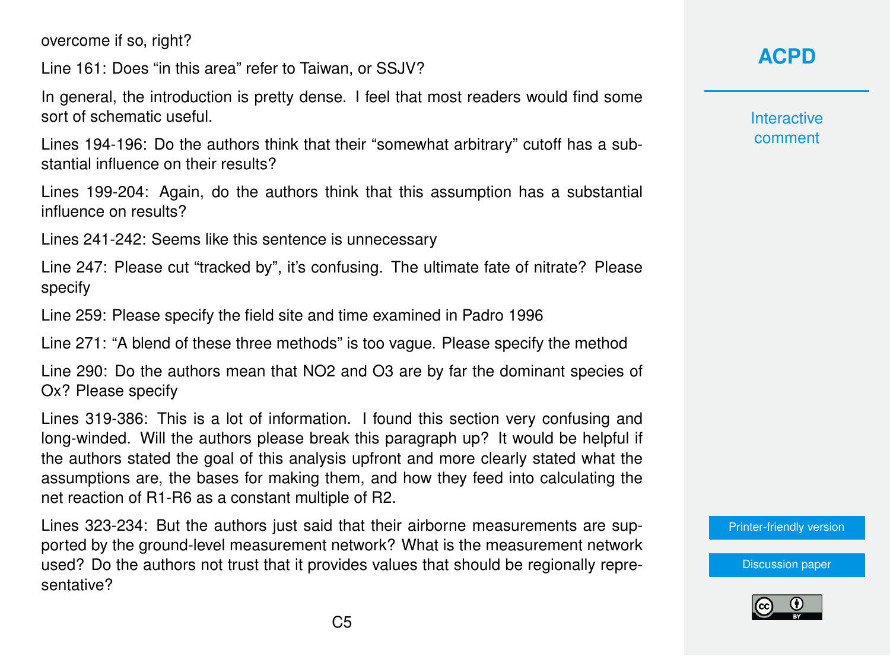overcome if so, right?

Line 161: Does “in this area” refer to Taiwan, or SSJV?

In general, the introduction is pretty dense. I feel that most readers would find some sort of schematic useful.

Lines 194-196: Do the authors think that their “somewhat arbitrary” cutoff has a substantial influence on their results?

Lines 199-204: Again, do the authors think that this assumption has a substantial influence on results?

Lines 241-242: Seems like this sentence is unnecessary

Line 247: Please cut “tracked by”, it’s confusing. The ultimate fate of nitrate? Please specify

Line 259: Please specify the field site and time examined in Padro 1996

Line 271: “A blend of these three methods” is too vague. Please specify the method

Line 290: Do the authors mean that $NO_2$ and $O_3$ are by far the dominant species of $O_x$? Please specify

Lines 319-386: This is a lot of information. I found this section very confusing and long-winded. Will the authors please break this paragraph up? It would be helpful if the authors stated the goal of this analysis upfront and more clearly stated what the assumptions are, the bases for making them, and how they feed into calculating the net reaction of R1-R6 as a constant multiple of R2.

Lines 323-234: But the authors just said that their airborne measurements are supported by the ground-level measurement network? What is the measurement network used? Do the authors not trust that it provides values that should be regionally representative?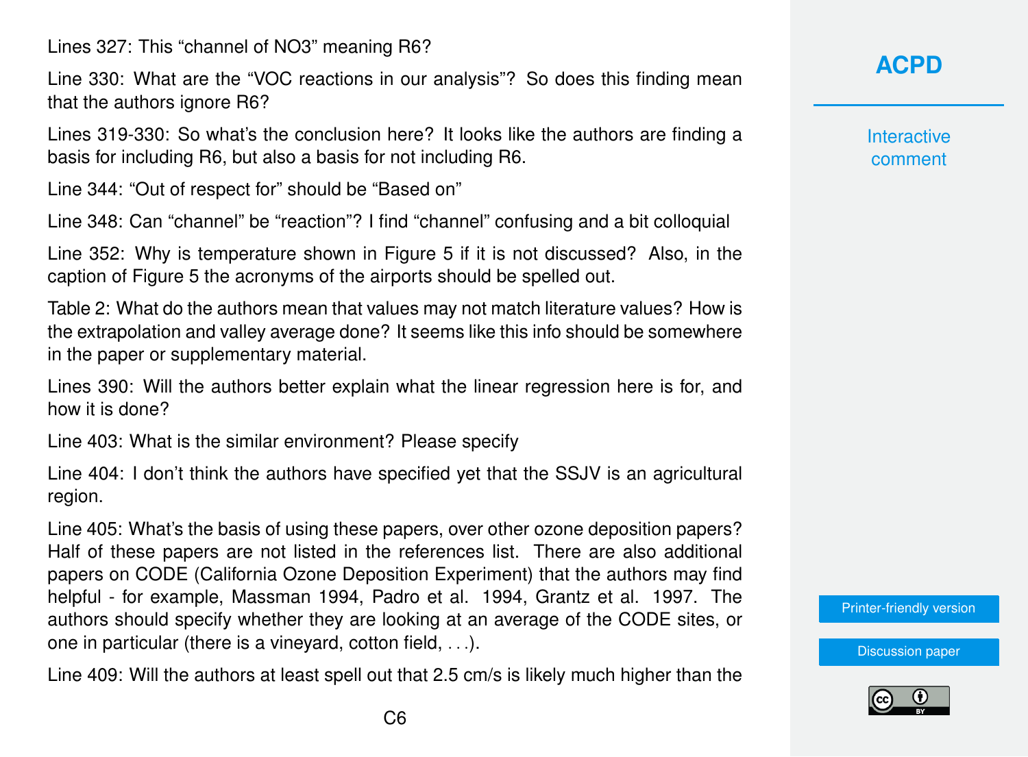Lines 327: This "channel of NO3" meaning R6?

Line 330: What are the "VOC reactions in our analysis"? So does this finding mean that the authors ignore R6?

Lines 319-330: So what's the conclusion here? It looks like the authors are finding a basis for including R6, but also a basis for not including R6.

Line 344: "Out of respect for" should be "Based on"

Line 348: Can "channel" be "reaction"? I find "channel" confusing and a bit colloquial

Line 352: Why is temperature shown in Figure 5 if it is not discussed? Also, in the caption of Figure 5 the acronyms of the airports should be spelled out.

Table 2: What do the authors mean that values may not match literature values? How is the extrapolation and valley average done? It seems like this info should be somewhere in the paper or supplementary material.

Lines 390: Will the authors better explain what the linear regression here is for, and how it is done?

Line 403: What is the similar environment? Please specify

Line 404: I don't think the authors have specified yet that the SSJV is an agricultural region.

Line 405: What's the basis of using these papers, over other ozone deposition papers? Half of these papers are not listed in the references list. There are also additional papers on CODE (California Ozone Deposition Experiment) that the authors may find helpful - for example, Massman 1994, Padro et al. 1994, Grantz et al. 1997. The authors should specify whether they are looking at an average of the CODE sites, or one in particular (there is a vineyard, cotton field, . . .).

Line 409: Will the authors at least spell out that 2.5 cm/s is likely much higher than the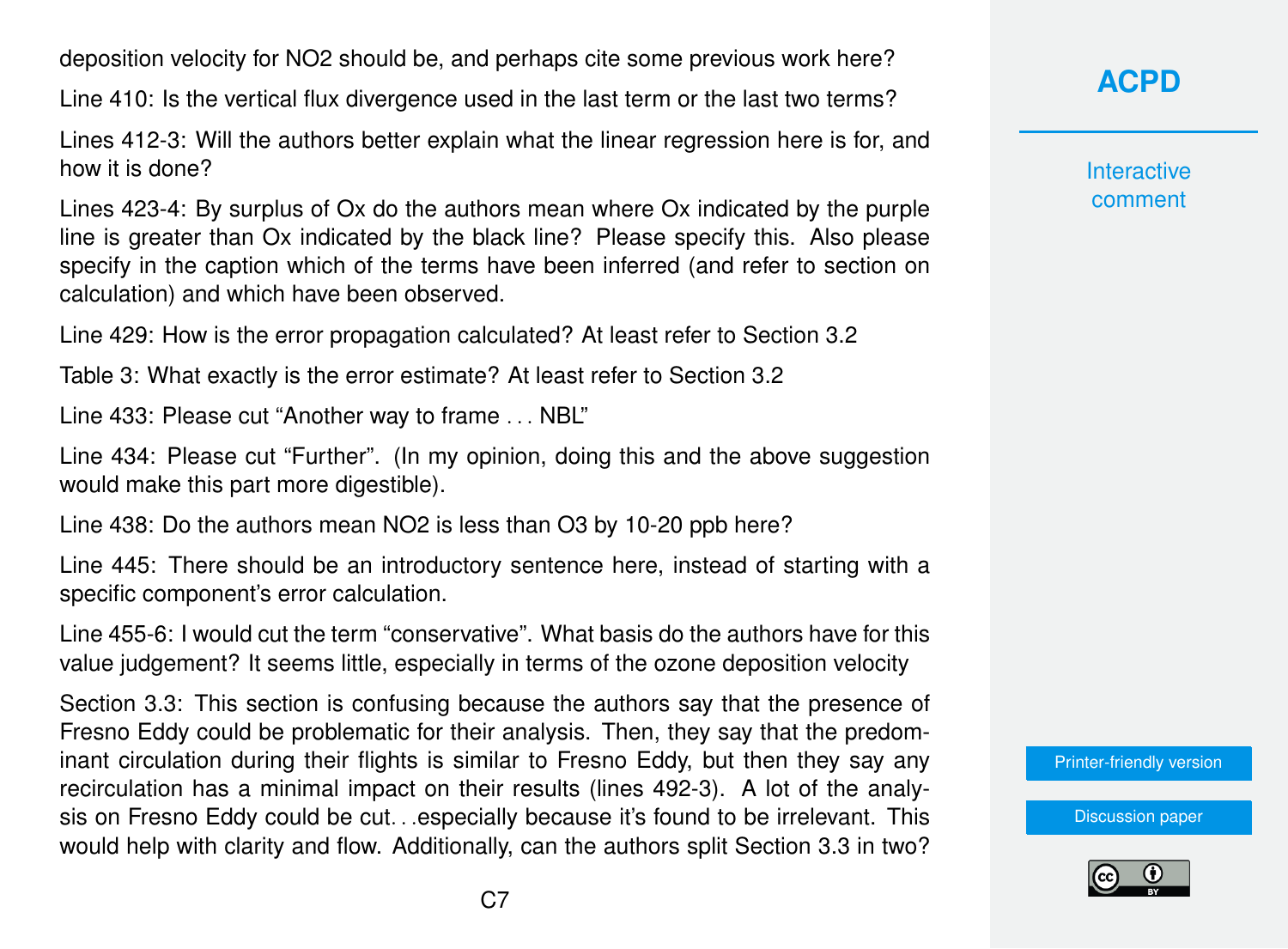deposition velocity for $NO_2$ should be, and perhaps cite some previous work here?

Line 410: Is the vertical flux divergence used in the last term or the last two terms?

Lines 412-3: Will the authors better explain what the linear regression here is for, and how it is done?

Lines 423-4: By surplus of Ox do the authors mean where Ox indicated by the purple line is greater than Ox indicated by the black line? Please specify this. Also please specify in the caption which of the terms have been inferred (and refer to section on calculation) and which have been observed.

Line 429: How is the error propagation calculated? At least refer to Section 3.2

Table 3: What exactly is the error estimate? At least refer to Section 3.2

Line 433: Please cut "Another way to frame . . . NBL"

Line 434: Please cut "Further". (In my opinion, doing this and the above suggestion would make this part more digestible).

Line 438: Do the authors mean $NO_2$ is less than $O_3$ by 10-20 ppb here?

Line 445: There should be an introductory sentence here, instead of starting with a specific component's error calculation.

Line 455-6: I would cut the term "conservative". What basis do the authors have for this value judgement? It seems little, especially in terms of the ozone deposition velocity

Section 3.3: This section is confusing because the authors say that the presence of Fresno Eddy could be problematic for their analysis. Then, they say that the predominant circulation during their flights is similar to Fresno Eddy, but then they say any recirculation has a minimal impact on their results (lines 492-3). A lot of the analysis on Fresno Eddy could be cut. . .especially because it's found to be irrelevant. This would help with clarity and flow. Additionally, can the authors split Section 3.3 in two?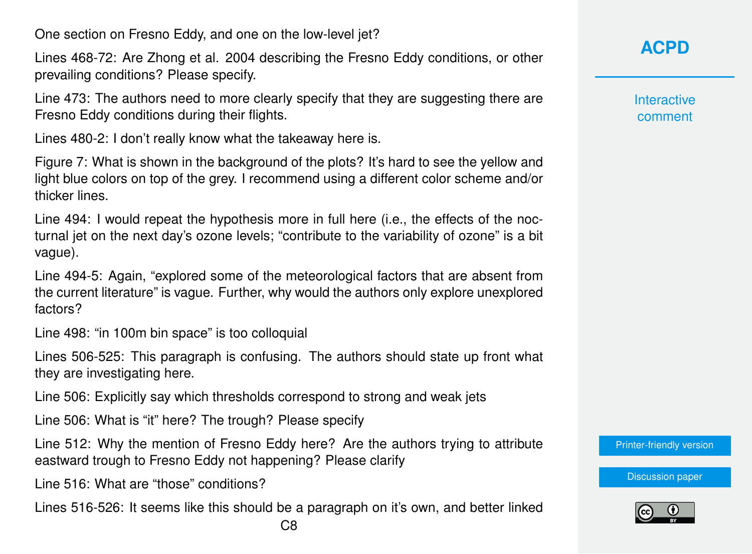One section on Fresno Eddy, and one on the low-level jet?

Lines 468-72: Are Zhong et al. 2004 describing the Fresno Eddy conditions, or other prevailing conditions? Please specify.

Line 473: The authors need to more clearly specify that they are suggesting there are Fresno Eddy conditions during their flights.

Lines 480-2: I don't really know what the takeaway here is.

Figure 7: What is shown in the background of the plots? It's hard to see the yellow and light blue colors on top of the grey. I recommend using a different color scheme and/or thicker lines.

Line 494: I would repeat the hypothesis more in full here (i.e., the effects of the nocturnal jet on the next day's ozone levels; "contribute to the variability of ozone" is a bit vague).

Line 494-5: Again, "explored some of the meteorological factors that are absent from the current literature" is vague. Further, why would the authors only explore unexplored factors?

Line 498: "in 100m bin space" is too colloquial

Lines 506-525: This paragraph is confusing. The authors should state up front what they are investigating here.

Line 506: Explicitly say which thresholds correspond to strong and weak jets

Line 506: What is "it" here? The trough? Please specify

Line 512: Why the mention of Fresno Eddy here? Are the authors trying to attribute eastward trough to Fresno Eddy not happening? Please clarify

Line 516: What are "those" conditions?

Lines 516-526: It seems like this should be a paragraph on it's own, and better linked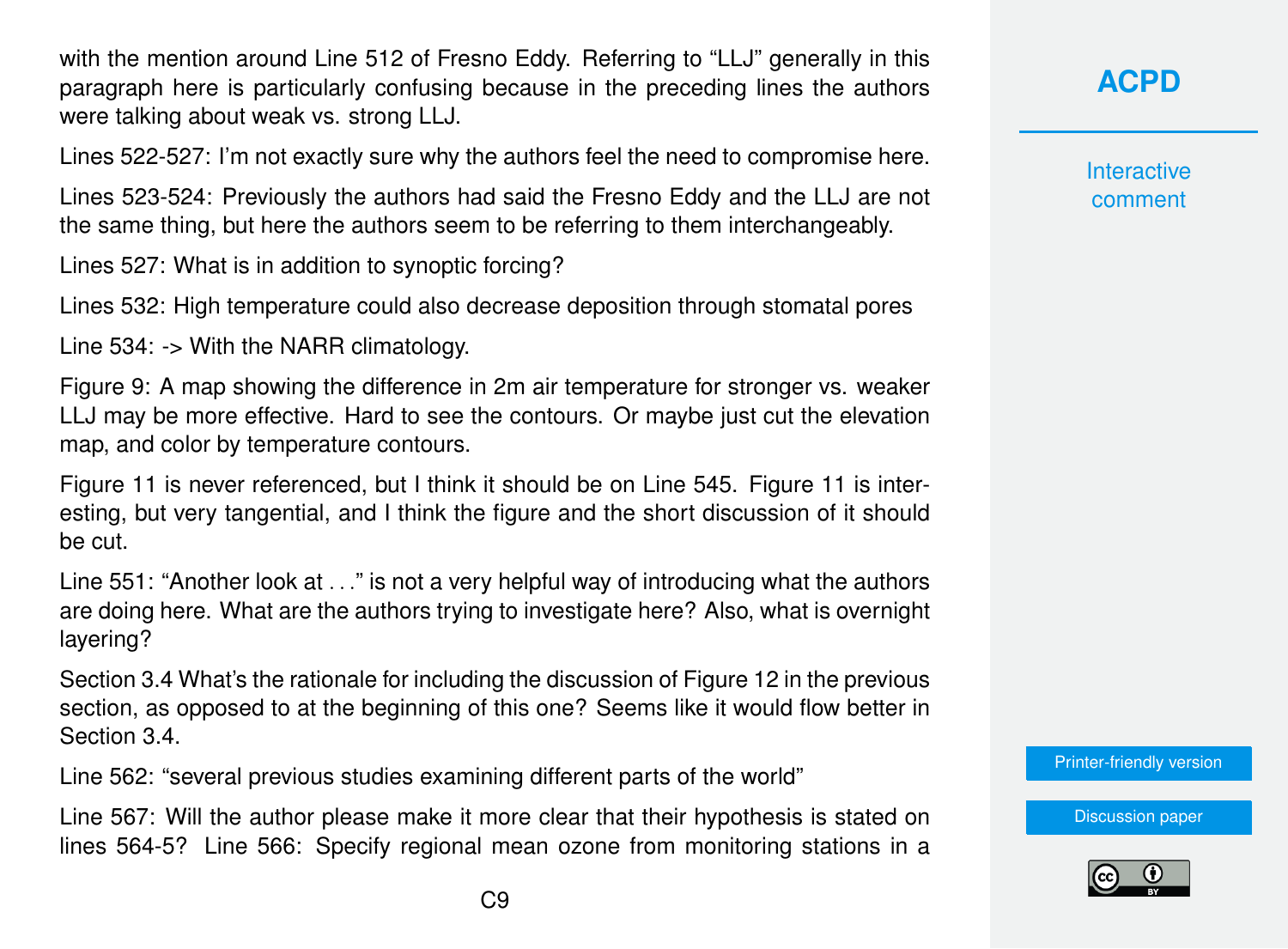with the mention around Line 512 of Fresno Eddy. Referring to "LLJ" generally in this paragraph here is particularly confusing because in the preceding lines the authors were talking about weak vs. strong LLJ.

Lines 522-527: I'm not exactly sure why the authors feel the need to compromise here.

Lines 523-524: Previously the authors had said the Fresno Eddy and the LLJ are not the same thing, but here the authors seem to be referring to them interchangeably.

Lines 527: What is in addition to synoptic forcing?

Lines 532: High temperature could also decrease deposition through stomatal pores

Line 534: -> With the NARR climatology.

Figure 9: A map showing the difference in 2m air temperature for stronger vs. weaker LLJ may be more effective. Hard to see the contours. Or maybe just cut the elevation map, and color by temperature contours.

Figure 11 is never referenced, but I think it should be on Line 545. Figure 11 is interesting, but very tangential, and I think the figure and the short discussion of it should be cut.

Line 551: "Another look at . . ." is not a very helpful way of introducing what the authors are doing here. What are the authors trying to investigate here? Also, what is overnight layering?

Section 3.4 What's the rationale for including the discussion of Figure 12 in the previous section, as opposed to at the beginning of this one? Seems like it would flow better in Section 3.4.

Line 562: "several previous studies examining different parts of the world"

Line 567: Will the author please make it more clear that their hypothesis is stated on lines 564-5? Line 566: Specify regional mean ozone from monitoring stations in a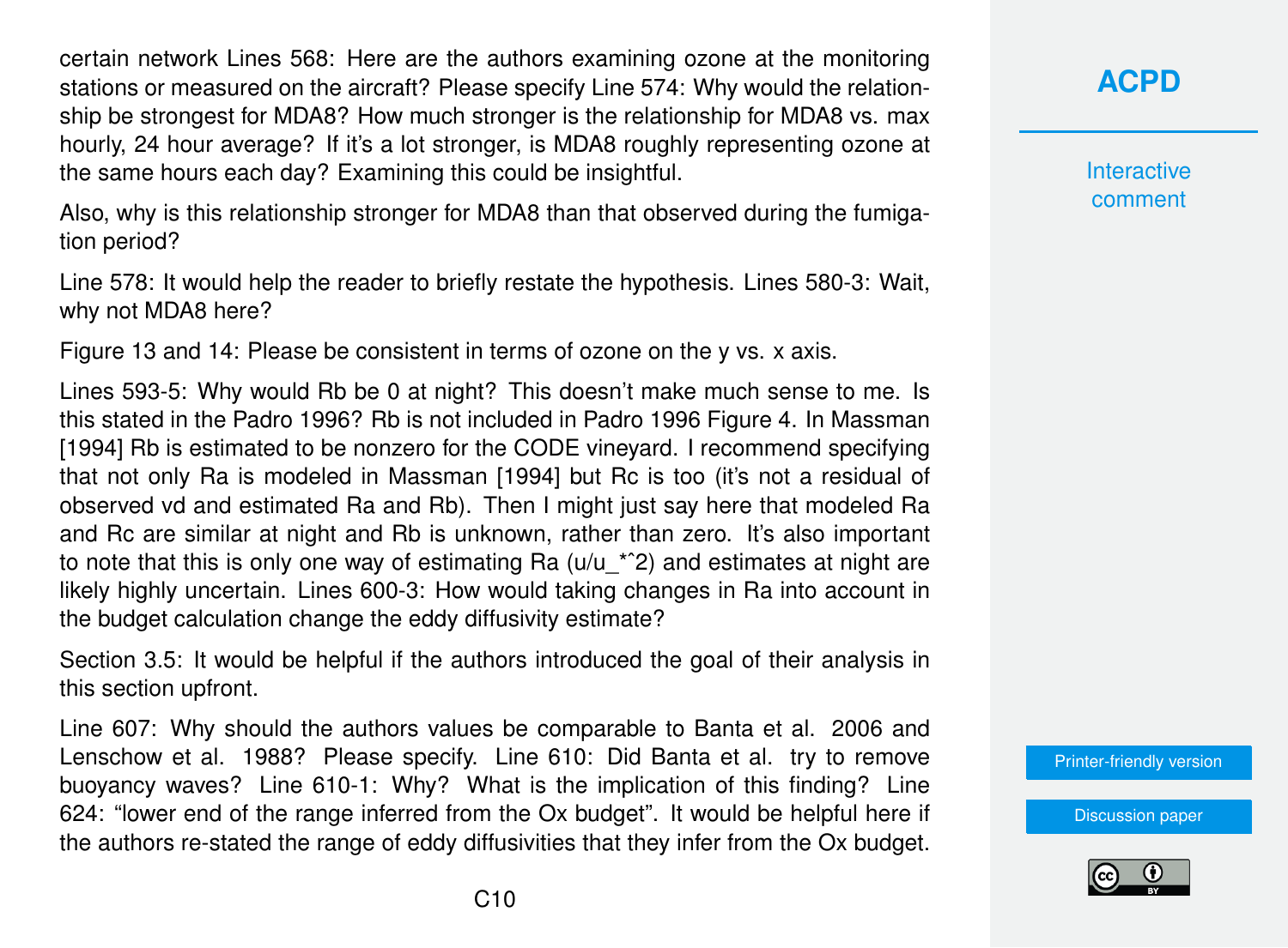certain network Lines 568: Here are the authors examining ozone at the monitoring stations or measured on the aircraft? Please specify Line 574: Why would the relationship be strongest for MDA8? How much stronger is the relationship for MDA8 vs. max hourly, 24 hour average? If it's a lot stronger, is MDA8 roughly representing ozone at the same hours each day? Examining this could be insightful.

Also, why is this relationship stronger for MDA8 than that observed during the fumigation period?

Line 578: It would help the reader to briefly restate the hypothesis. Lines 580-3: Wait, why not MDA8 here?

Figure 13 and 14: Please be consistent in terms of ozone on the y vs. x axis.

Lines 593-5: Why would Rb be 0 at night? This doesn't make much sense to me. Is this stated in the Padro 1996? Rb is not included in Padro 1996 Figure 4. In Massman [1994] Rb is estimated to be nonzero for the CODE vineyard. I recommend specifying that not only Ra is modeled in Massman [1994] but Rc is too (it's not a residual of observed vd and estimated Ra and Rb). Then I might just say here that modeled Ra and Rc are similar at night and Rb is unknown, rather than zero. It's also important to note that this is only one way of estimating Ra ($u/u_*^2$) and estimates at night are likely highly uncertain. Lines 600-3: How would taking changes in Ra into account in the budget calculation change the eddy diffusivity estimate?

Section 3.5: It would be helpful if the authors introduced the goal of their analysis in this section upfront.

Line 607: Why should the authors values be comparable to Banta et al. 2006 and Lenschow et al. 1988? Please specify. Line 610: Did Banta et al. try to remove buoyancy waves? Line 610-1: Why? What is the implication of this finding? Line 624: "lower end of the range inferred from the Ox budget". It would be helpful here if the authors re-stated the range of eddy diffusivities that they infer from the Ox budget.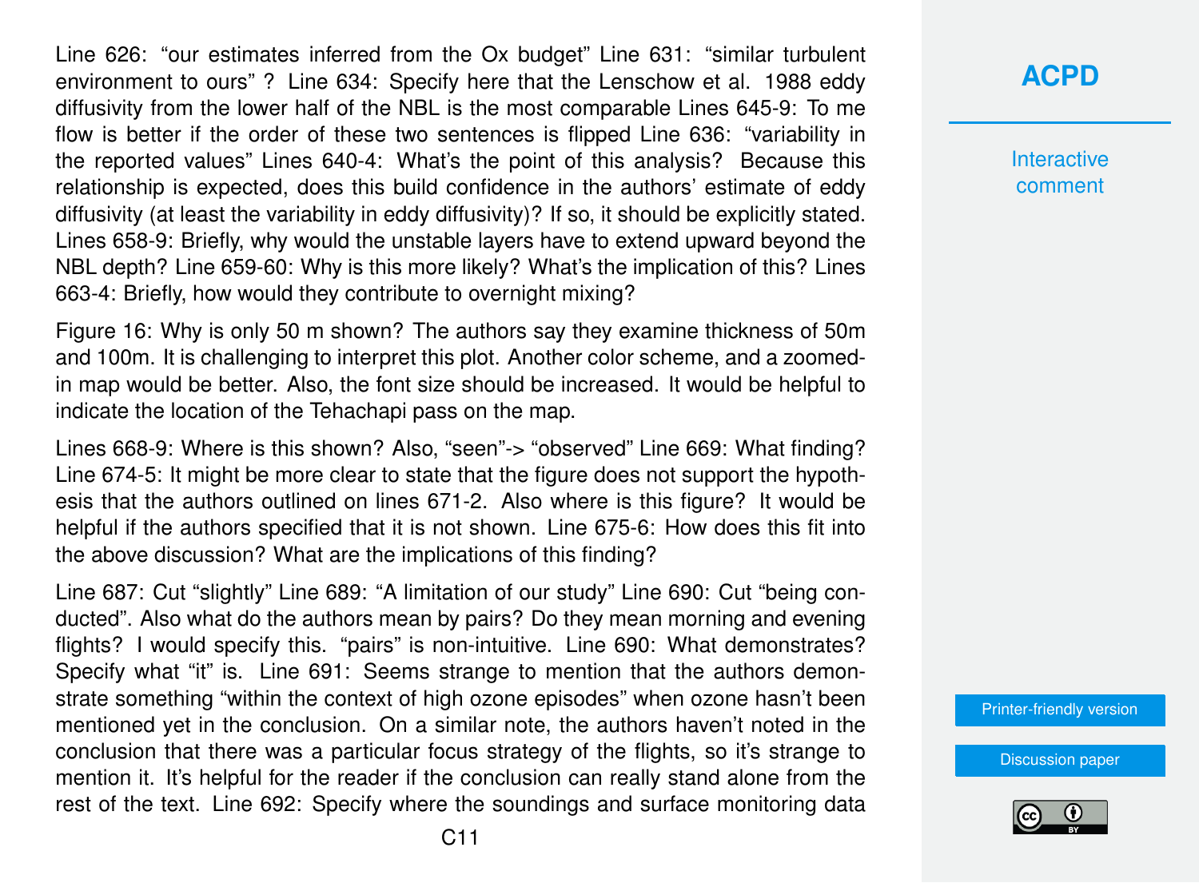Line 626: "our estimates inferred from the Ox budget" Line 631: "similar turbulent environment to ours" ? Line 634: Specify here that the Lenschow et al. 1988 eddy diffusivity from the lower half of the NBL is the most comparable Lines 645-9: To me flow is better if the order of these two sentences is flipped Line 636: "variability in the reported values" Lines 640-4: What's the point of this analysis? Because this relationship is expected, does this build confidence in the authors' estimate of eddy diffusivity (at least the variability in eddy diffusivity)? If so, it should be explicitly stated. Lines 658-9: Briefly, why would the unstable layers have to extend upward beyond the NBL depth? Line 659-60: Why is this more likely? What's the implication of this? Lines 663-4: Briefly, how would they contribute to overnight mixing?

Figure 16: Why is only 50 m shown? The authors say they examine thickness of 50m and 100m. It is challenging to interpret this plot. Another color scheme, and a zoomed-in map would be better. Also, the font size should be increased. It would be helpful to indicate the location of the Tehachapi pass on the map.

Lines 668-9: Where is this shown? Also, "seen"-> "observed" Line 669: What finding? Line 674-5: It might be more clear to state that the figure does not support the hypothesis that the authors outlined on lines 671-2. Also where is this figure? It would be helpful if the authors specified that it is not shown. Line 675-6: How does this fit into the above discussion? What are the implications of this finding?

Line 687: Cut "slightly" Line 689: "A limitation of our study" Line 690: Cut "being conducted". Also what do the authors mean by pairs? Do they mean morning and evening flights? I would specify this. "pairs" is non-intuitive. Line 690: What demonstrates? Specify what "it" is. Line 691: Seems strange to mention that the authors demonstrate something "within the context of high ozone episodes" when ozone hasn't been mentioned yet in the conclusion. On a similar note, the authors haven't noted in the conclusion that there was a particular focus strategy of the flights, so it's strange to mention it. It's helpful for the reader if the conclusion can really stand alone from the rest of the text. Line 692: Specify where the soundings and surface monitoring data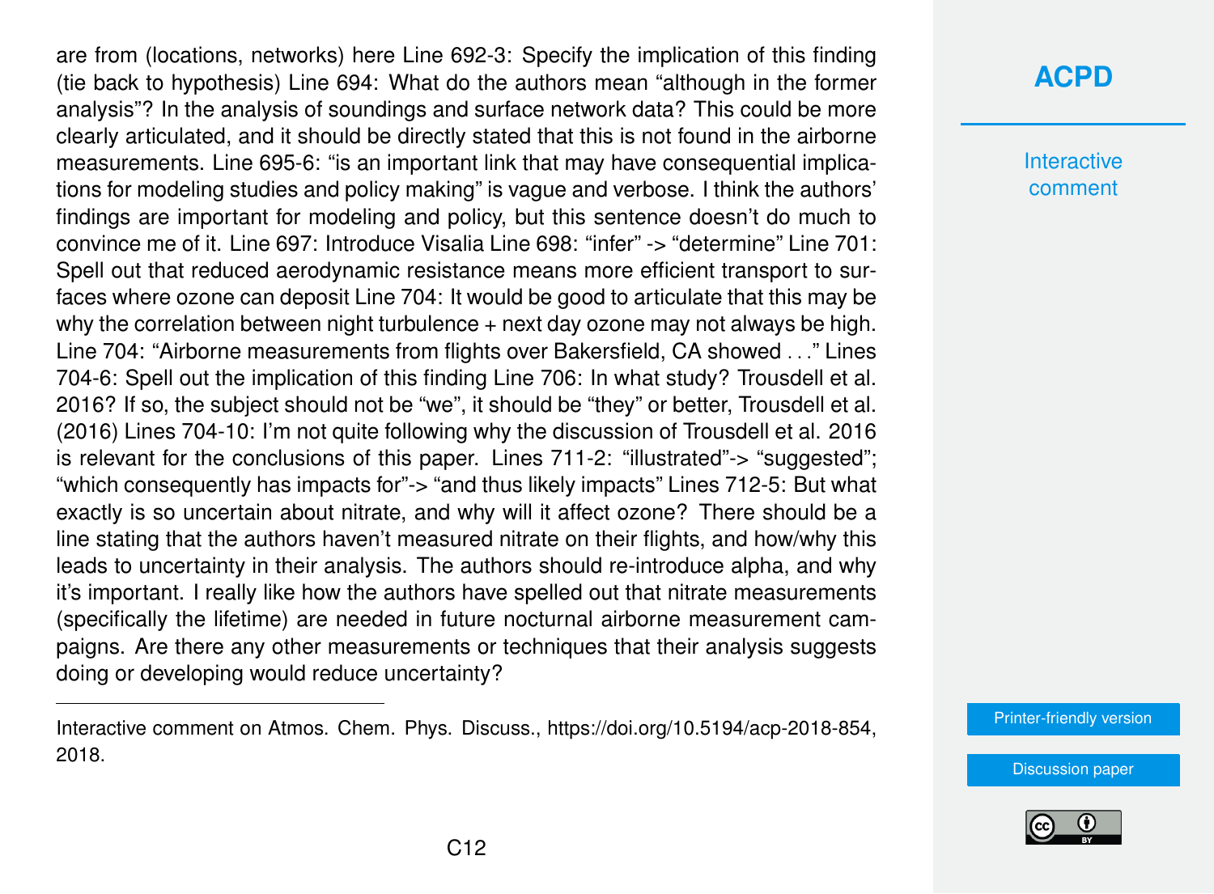are from (locations, networks) here Line 692-3: Specify the implication of this finding (tie back to hypothesis) Line 694: What do the authors mean "although in the former analysis"? In the analysis of soundings and surface network data? This could be more clearly articulated, and it should be directly stated that this is not found in the airborne measurements. Line 695-6: "is an important link that may have consequential implications for modeling studies and policy making" is vague and verbose. I think the authors' findings are important for modeling and policy, but this sentence doesn't do much to convince me of it. Line 697: Introduce Visalia Line 698: "infer" -> "determine" Line 701: Spell out that reduced aerodynamic resistance means more efficient transport to surfaces where ozone can deposit Line 704: It would be good to articulate that this may be why the correlation between night turbulence + next day ozone may not always be high. Line 704: "Airborne measurements from flights over Bakersfield, CA showed . . ." Lines 704-6: Spell out the implication of this finding Line 706: In what study? Trousdell et al. 2016? If so, the subject should not be "we", it should be "they" or better, Trousdell et al. (2016) Lines 704-10: I'm not quite following why the discussion of Trousdell et al. 2016 is relevant for the conclusions of this paper. Lines 711-2: "illustrated"-> "suggested"; "which consequently has impacts for"-> "and thus likely impacts" Lines 712-5: But what exactly is so uncertain about nitrate, and why will it affect ozone? There should be a line stating that the authors haven't measured nitrate on their flights, and how/why this leads to uncertainty in their analysis. The authors should re-introduce alpha, and why it's important. I really like how the authors have spelled out that nitrate measurements (specifically the lifetime) are needed in future nocturnal airborne measurement campaigns. Are there any other measurements or techniques that their analysis suggests doing or developing would reduce uncertainty?

---

Interactive comment on Atmos. Chem. Phys. Discuss., https://doi.org/10.5194/acp-2018-854, 2018.